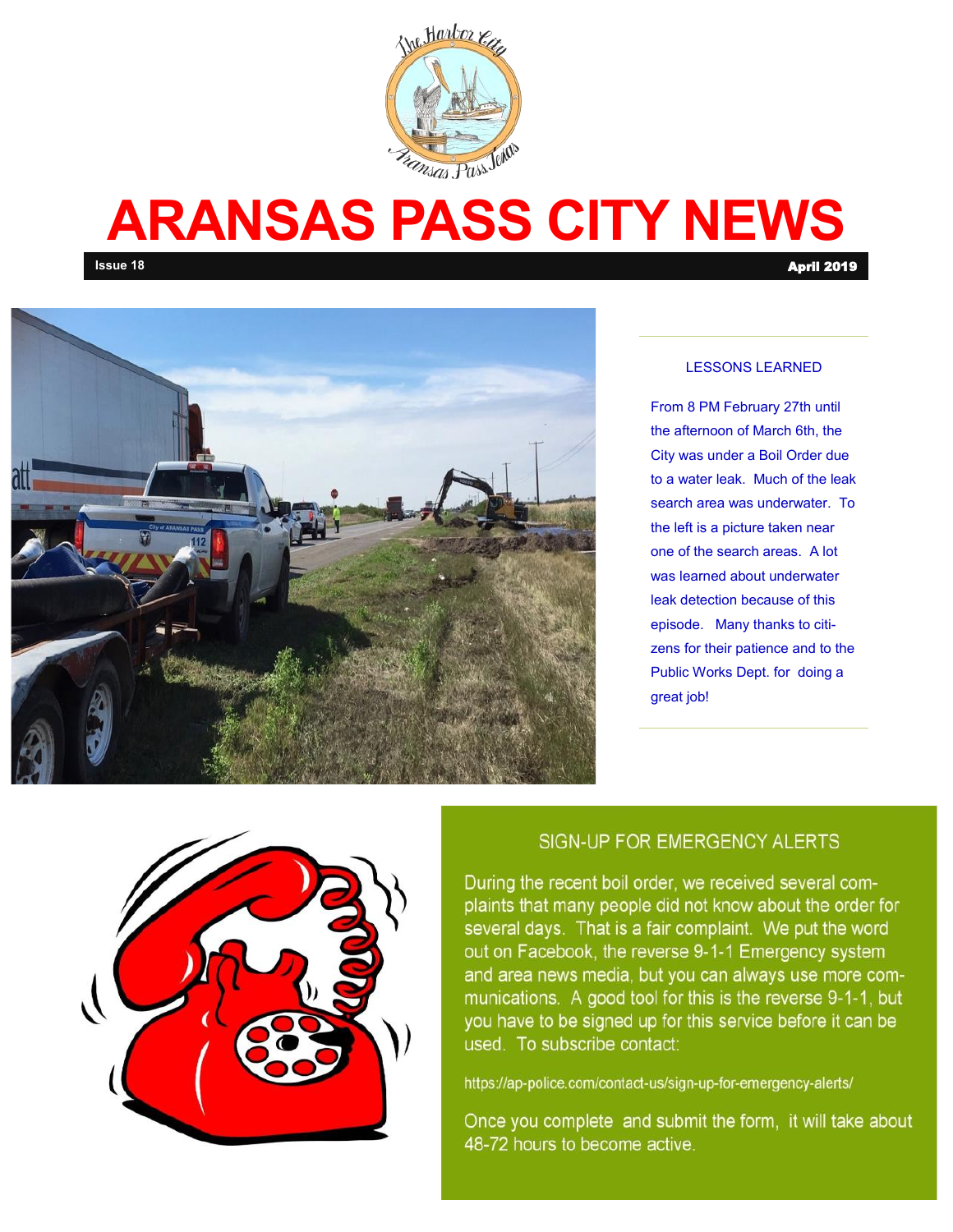# ARANSAS PASS CITY NEWS

**Issue 18** **April 2019**

## LESSONS LEARNED

From 8 PM February 27th until the afternoon of March 6th, the City was under a Boil Order due to a water leak. Much of the leak search area was underwater. To the left is a picture taken near one of the search areas. A lot was learned about underwater leak detection because of this episode. Many thanks to citizens for their patience and to the Public Works Dept. for doing a great job!

## SIGN-UP FOR EMERGENCY ALERTS

During the recent boil order, we received several complaints that many people did not know about the order for several days. That is a fair complaint. We put the word out on Facebook, the reverse 9-1-1 Emergency system and area news media, but you can always use more communications. A good tool for this is the reverse 9-1-1, but you have to be signed up for this service before it can be used. To subscribe contact:

https://ap-police.com/contact-us/sign-up-for-emergency-alerts/

Once you complete and submit the form, it will take about 48-72 hours to become active.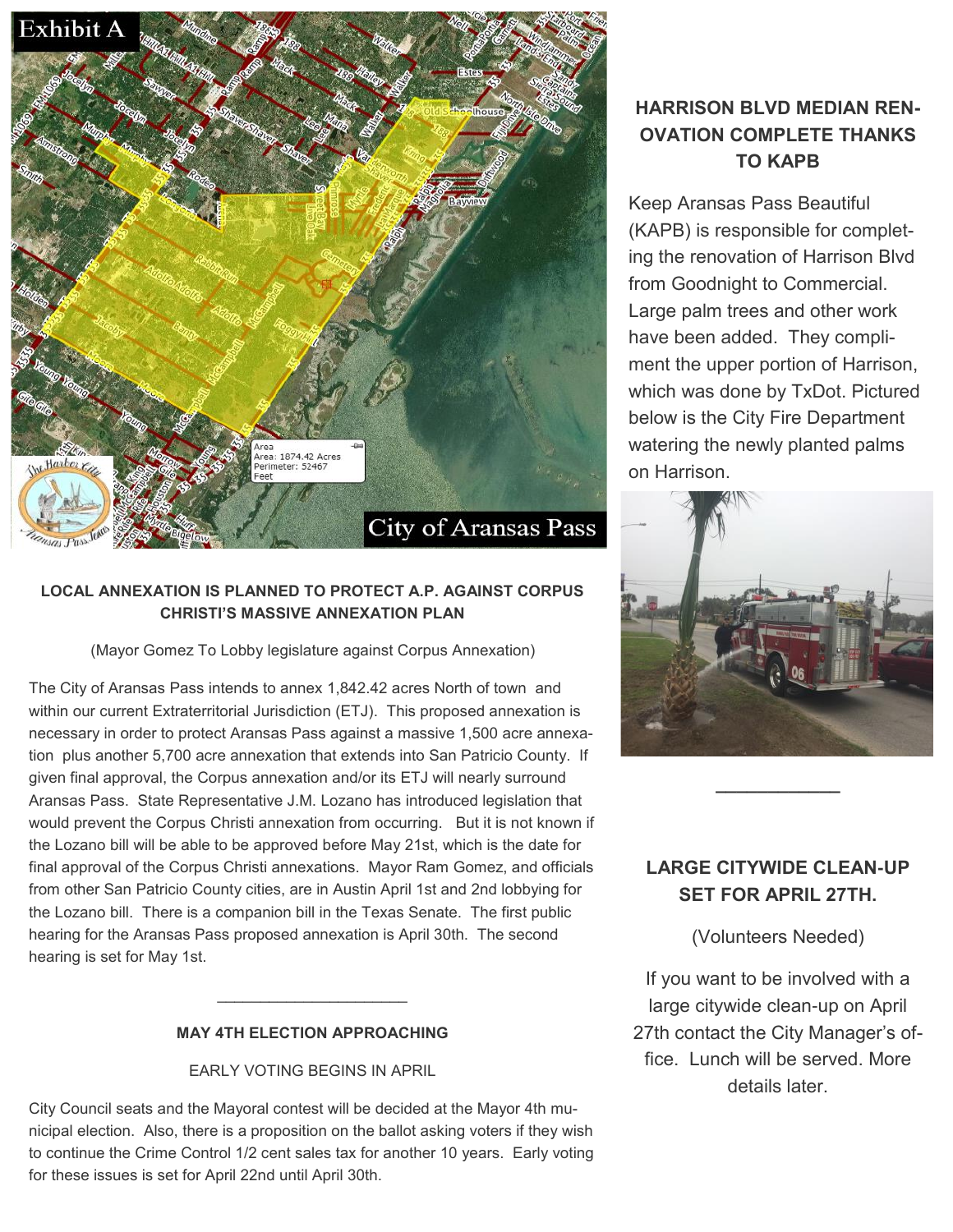## LOCAL ANNEXATION IS PLANNED TO PROTECT A.P. AGAINST CORPUS CHRISTI'S MASSIVE ANNEXATION PLAN

(Mayor Gomez To Lobby legislature against Corpus Annexation)

The City of Aransas Pass intends to annex 1,842.42 acres North of town and within our current Extraterritorial Jurisdiction (ETJ). This proposed annexation is necessary in order to protect Aransas Pass against a massive 1,500 acre annexation plus another 5,700 acre annexation that extends into San Patricio County. If given final approval, the Corpus annexation and/or its ETJ will nearly surround Aransas Pass. State Representative J.M. Lozano has introduced legislation that would prevent the Corpus Christi annexation from occurring. But it is not known if the Lozano bill will be able to be approved before May 21st, which is the date for final approval of the Corpus Christi annexations. Mayor Ram Gomez, and officials from other San Patricio County cities, are in Austin April 1st and 2nd lobbying for the Lozano bill. There is a companion bill in the Texas Senate. The first public hearing for the Aransas Pass proposed annexation is April 30th. The second hearing is set for May 1st.

---

## MAY 4TH ELECTION APPROACHING

EARLY VOTING BEGINS IN APRIL

City Council seats and the Mayoral contest will be decided at the Mayor 4th municipal election. Also, there is a proposition on the ballot asking voters if they wish to continue the Crime Control 1/2 cent sales tax for another 10 years. Early voting for these issues is set for April 22nd until April 30th.

## HARRISON BLVD MEDIAN RENOVATION COMPLETE THANKS TO KAPB

Keep Aransas Pass Beautiful (KAPB) is responsible for completing the renovation of Harrison Blvd from Goodnight to Commercial. Large palm trees and other work have been added. They compliment the upper portion of Harrison, which was done by TxDot. Pictured below is the City Fire Department watering the newly planted palms on Harrison.

---

## LARGE CITYWIDE CLEAN-UP SET FOR APRIL 27TH.

(Volunteers Needed)

If you want to be involved with a large citywide clean-up on April 27th contact the City Manager's office. Lunch will be served. More details later.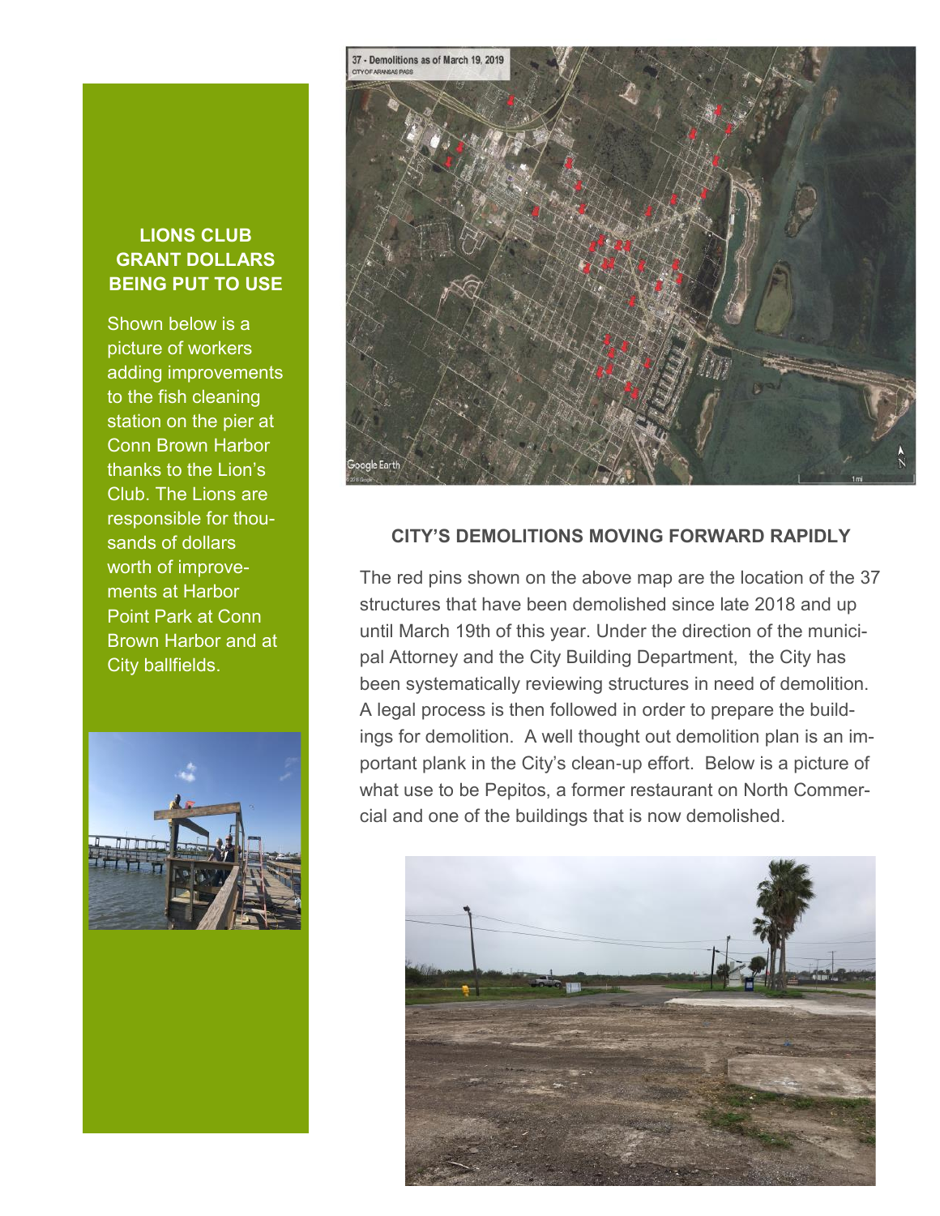## LIONS CLUB GRANT DOLLARS BEING PUT TO USE

Shown below is a picture of workers adding improvements to the fish cleaning station on the pier at Conn Brown Harbor thanks to the Lion's Club. The Lions are responsible for thousands of dollars worth of improvements at Harbor Point Park at Conn Brown Harbor and at City ballfields.

## CITY'S DEMOLITIONS MOVING FORWARD RAPIDLY

The red pins shown on the above map are the location of the 37 structures that have been demolished since late 2018 and up until March 19th of this year. Under the direction of the municipal Attorney and the City Building Department, the City has been systematically reviewing structures in need of demolition. A legal process is then followed in order to prepare the buildings for demolition. A well thought out demolition plan is an important plank in the City's clean-up effort. Below is a picture of what use to be Pepitos, a former restaurant on North Commercial and one of the buildings that is now demolished.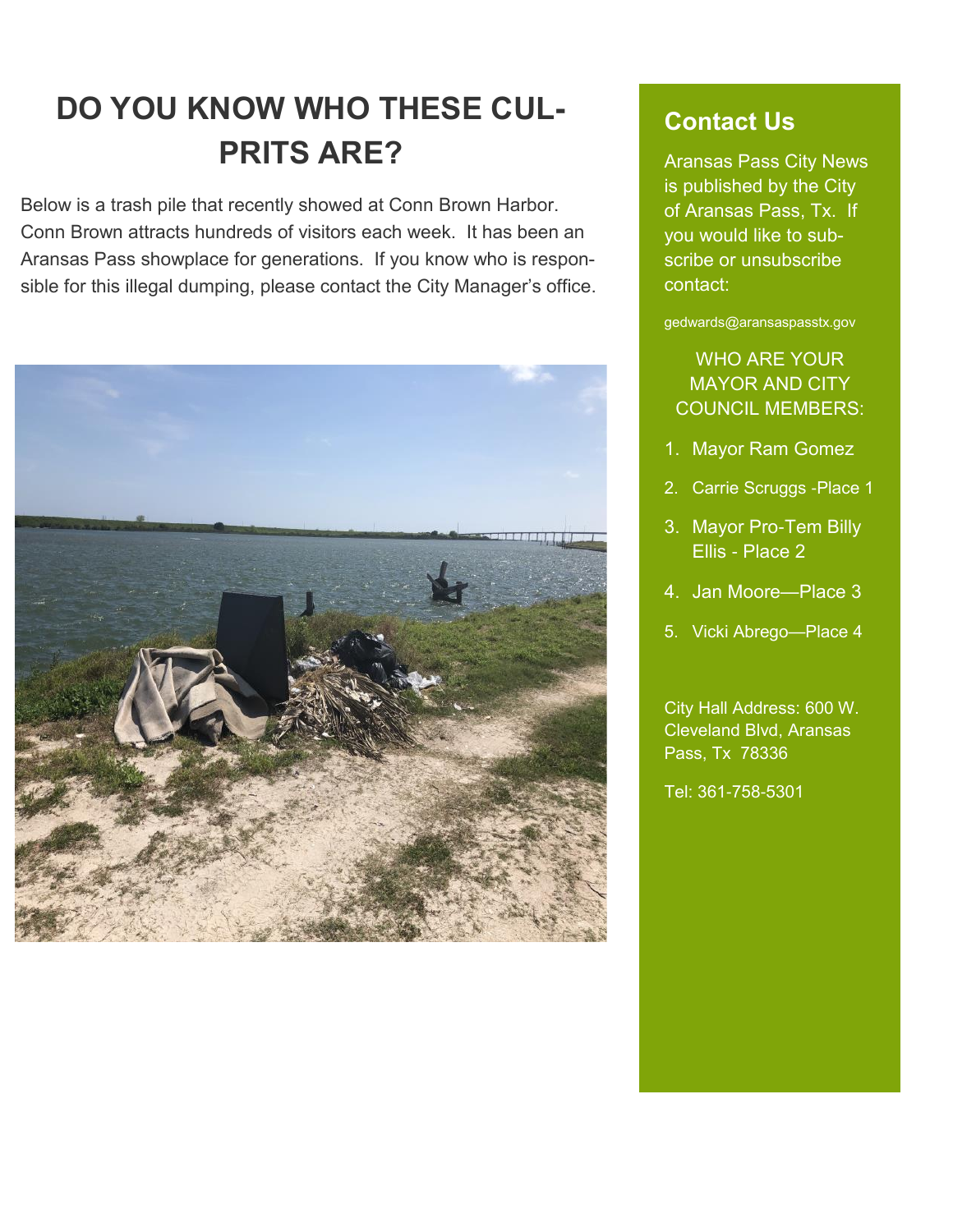# DO YOU KNOW WHO THESE CULPRITS ARE?

Below is a trash pile that recently showed at Conn Brown Harbor. Conn Brown attracts hundreds of visitors each week. It has been an Aransas Pass showplace for generations. If you know who is responsible for this illegal dumping, please contact the City Manager's office.

## Contact Us

Aransas Pass City News is published by the City of Aransas Pass, Tx. If you would like to subscribe or unsubscribe contact:

gedwards@aransaspasstx.gov

WHO ARE YOUR MAYOR AND CITY COUNCIL MEMBERS:

1. Mayor Ram Gomez
2. Carrie Scruggs -Place 1
3. Mayor Pro-Tem Billy Ellis - Place 2
4. Jan Moore—Place 3
5. Vicki Abrego—Place 4

City Hall Address: 600 W. Cleveland Blvd, Aransas Pass, Tx 78336

Tel: 361-758-5301